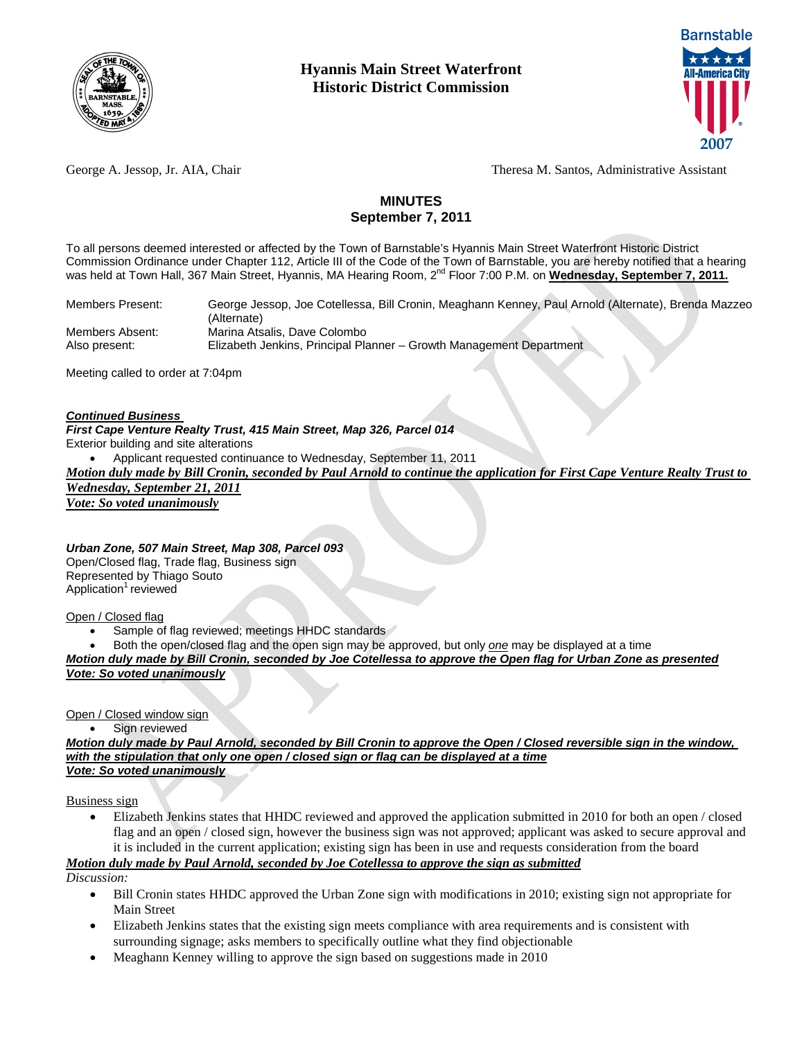# Hyannis Main Street Waterfront Historic District Commission

George A. Jessop, Jr. AIA, Chair

Theresa M. Santos, Administrative Assistant

## MINUTES
## September 7, 2011

To all persons deemed interested or affected by the Town of Barnstable's Hyannis Main Street Waterfront Historic District Commission Ordinance under Chapter 112, Article III of the Code of the Town of Barnstable, you are hereby notified that a hearing was held at Town Hall, 367 Main Street, Hyannis, MA Hearing Room, 2nd Floor 7:00 P.M. on **Wednesday, September 7, 2011.**

Members Present: George Jessop, Joe Cotellessa, Bill Cronin, Meaghann Kenney, Paul Arnold (Alternate), Brenda Mazzeo (Alternate)
Members Absent: Marina Atsalis, Dave Colombo
Also present: Elizabeth Jenkins, Principal Planner – Growth Management Department

Meeting called to order at 7:04pm

***Continued Business***

***First Cape Venture Realty Trust, 415 Main Street, Map 326, Parcel 014***
Exterior building and site alterations

- Applicant requested continuance to Wednesday, September 11, 2011

***Motion duly made by Bill Cronin, seconded by Paul Arnold to continue the application for First Cape Venture Realty Trust to Wednesday, September 21, 2011***
***Vote: So voted unanimously***

***Urban Zone, 507 Main Street, Map 308, Parcel 093***
Open/Closed flag, Trade flag, Business sign
Represented by Thiago Souto
Application[1] reviewed

Open / Closed flag

- Sample of flag reviewed; meetings HHDC standards
- Both the open/closed flag and the open sign may be approved, but only *one* may be displayed at a time

***Motion duly made by Bill Cronin, seconded by Joe Cotellessa to approve the Open flag for Urban Zone as presented***
***Vote: So voted unanimously***

Open / Closed window sign

- Sign reviewed

***Motion duly made by Paul Arnold, seconded by Bill Cronin to approve the Open / Closed reversible sign in the window, with the stipulation that only one open / closed sign or flag can be displayed at a time***
***Vote: So voted unanimously***

Business sign

- Elizabeth Jenkins states that HHDC reviewed and approved the application submitted in 2010 for both an open / closed flag and an open / closed sign, however the business sign was not approved; applicant was asked to secure approval and it is included in the current application; existing sign has been in use and requests consideration from the board

***Motion duly made by Paul Arnold, seconded by Joe Cotellessa to approve the sign as submitted***
*Discussion:*

- Bill Cronin states HHDC approved the Urban Zone sign with modifications in 2010; existing sign not appropriate for Main Street
- Elizabeth Jenkins states that the existing sign meets compliance with area requirements and is consistent with surrounding signage; asks members to specifically outline what they find objectionable
- Meaghann Kenney willing to approve the sign based on suggestions made in 2010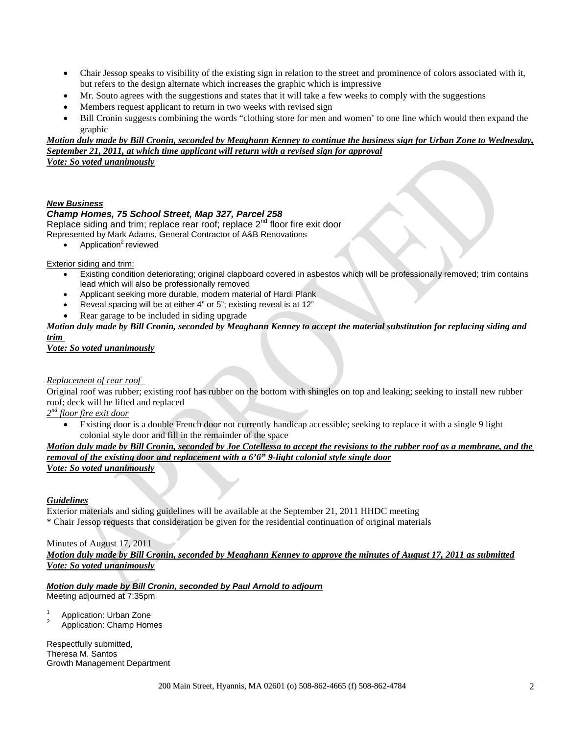- Chair Jessop speaks to visibility of the existing sign in relation to the street and prominence of colors associated with it, but refers to the design alternate which increases the graphic which is impressive
- Mr. Souto agrees with the suggestions and states that it will take a few weeks to comply with the suggestions
- Members request applicant to return in two weeks with revised sign
- Bill Cronin suggests combining the words "clothing store for men and women' to one line which would then expand the graphic

***Motion duly made by Bill Cronin, seconded by Meaghann Kenney to continue the business sign for Urban Zone to Wednesday, September 21, 2011, at which time applicant will return with a revised sign for approval***
***Vote: So voted unanimously***

***New Business***

***Champ Homes, 75 School Street, Map 327, Parcel 258***

Replace siding and trim; replace rear roof; replace 2nd floor fire exit door
Represented by Mark Adams, General Contractor of A&B Renovations

- Application[2] reviewed

Exterior siding and trim:

- Existing condition deteriorating; original clapboard covered in asbestos which will be professionally removed; trim contains lead which will also be professionally removed
- Applicant seeking more durable, modern material of Hardi Plank
- Reveal spacing will be at either 4" or 5"; existing reveal is at 12"
- Rear garage to be included in siding upgrade

***Motion duly made by Bill Cronin, seconded by Meaghann Kenney to accept the material substitution for replacing siding and trim***
***Vote: So voted unanimously***

*Replacement of rear roof*

Original roof was rubber; existing roof has rubber on the bottom with shingles on top and leaking; seeking to install new rubber roof; deck will be lifted and replaced

*2nd floor fire exit door*

- Existing door is a double French door not currently handicap accessible; seeking to replace it with a single 9 light colonial style door and fill in the remainder of the space

***Motion duly made by Bill Cronin, seconded by Joe Cotellessa to accept the revisions to the rubber roof as a membrane, and the removal of the existing door and replacement with a 6'6" 9-light colonial style single door***
***Vote: So voted unanimously***

***Guidelines***

Exterior materials and siding guidelines will be available at the September 21, 2011 HHDC meeting
\* Chair Jessop requests that consideration be given for the residential continuation of original materials

Minutes of August 17, 2011

***Motion duly made by Bill Cronin, seconded by Meaghann Kenney to approve the minutes of August 17, 2011 as submitted***
***Vote: So voted unanimously***

***Motion duly made by Bill Cronin, seconded by Paul Arnold to adjourn***
Meeting adjourned at 7:35pm

[1] Application: Urban Zone
[2] Application: Champ Homes

Respectfully submitted,
Theresa M. Santos
Growth Management Department

200 Main Street, Hyannis, MA 02601 (o) 508-862-4665 (f) 508-862-4784